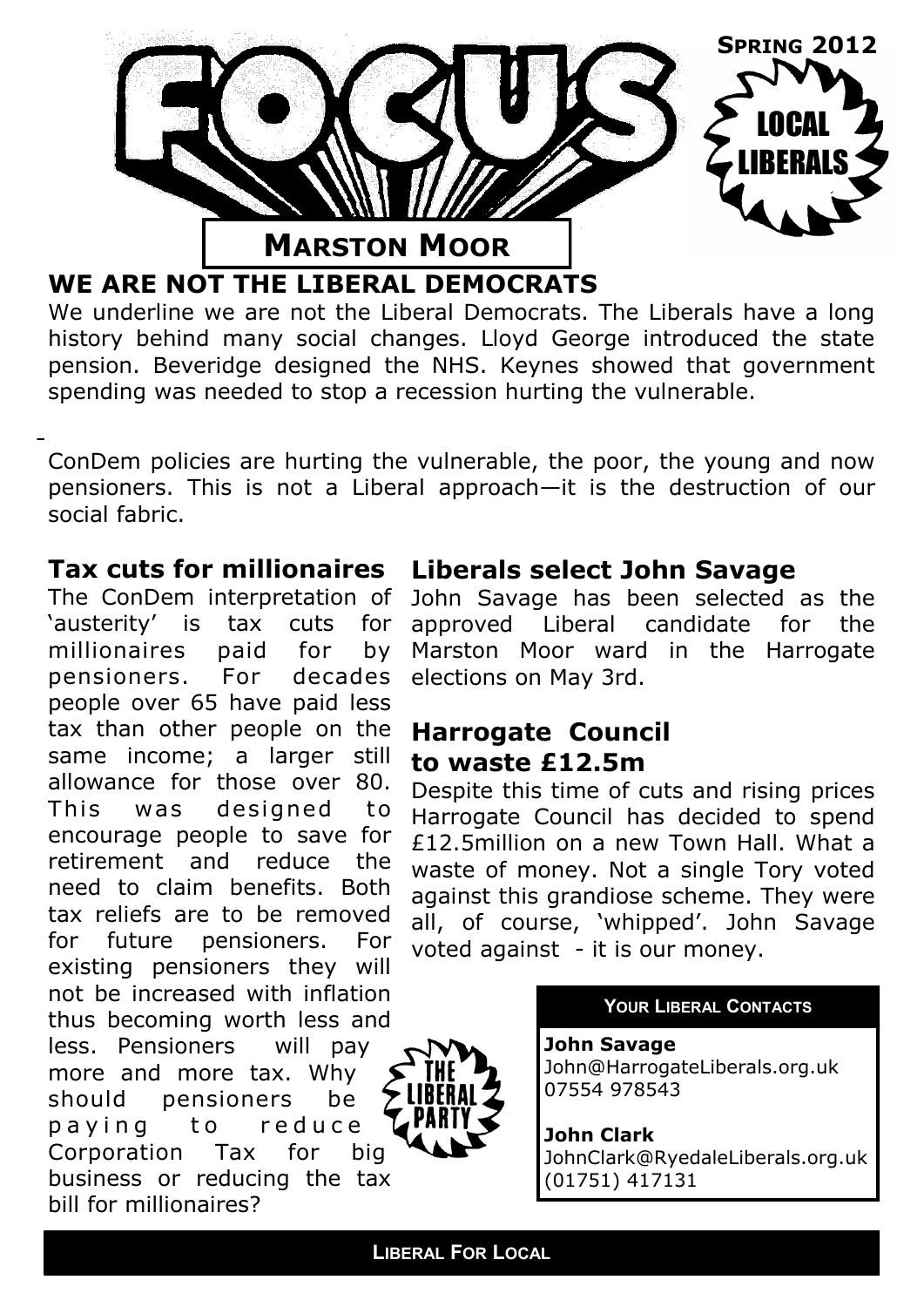# FOCUS

**SPRING 2012**

LOCAL LIBERALS

## MARSTON MOOR

## WE ARE NOT THE LIBERAL DEMOCRATS

We underline we are not the Liberal Democrats. The Liberals have a long history behind many social changes. Lloyd George introduced the state pension. Beveridge designed the NHS. Keynes showed that government spending was needed to stop a recession hurting the vulnerable.

ConDem policies are hurting the vulnerable, the poor, the young and now pensioners. This is not a Liberal approach—it is the destruction of our social fabric.

### Tax cuts for millionaires

The ConDem interpretation of 'austerity' is tax cuts for millionaires paid for by pensioners. For decades people over 65 have paid less tax than other people on the same income; a larger still allowance for those over 80. This was designed to encourage people to save for retirement and reduce the need to claim benefits. Both tax reliefs are to be removed for future pensioners. For existing pensioners they will not be increased with inflation thus becoming worth less and less. Pensioners will pay more and more tax. Why should pensioners be paying to reduce Corporation Tax for big business or reducing the tax bill for millionaires?

### Liberals select John Savage

John Savage has been selected as the approved Liberal candidate for the Marston Moor ward in the Harrogate elections on May 3rd.

### Harrogate Council to waste £12.5m

Despite this time of cuts and rising prices Harrogate Council has decided to spend £12.5million on a new Town Hall. What a waste of money. Not a single Tory voted against this grandiose scheme. They were all, of course, 'whipped'. John Savage voted against - it is our money.

THE LIBERAL PARTY

**YOUR LIBERAL CONTACTS**

**John Savage**
John@HarrogateLiberals.org.uk
07554 978543

**John Clark**
JohnClark@RyedaleLiberals.org.uk
(01751) 417131

**LIBERAL FOR LOCAL**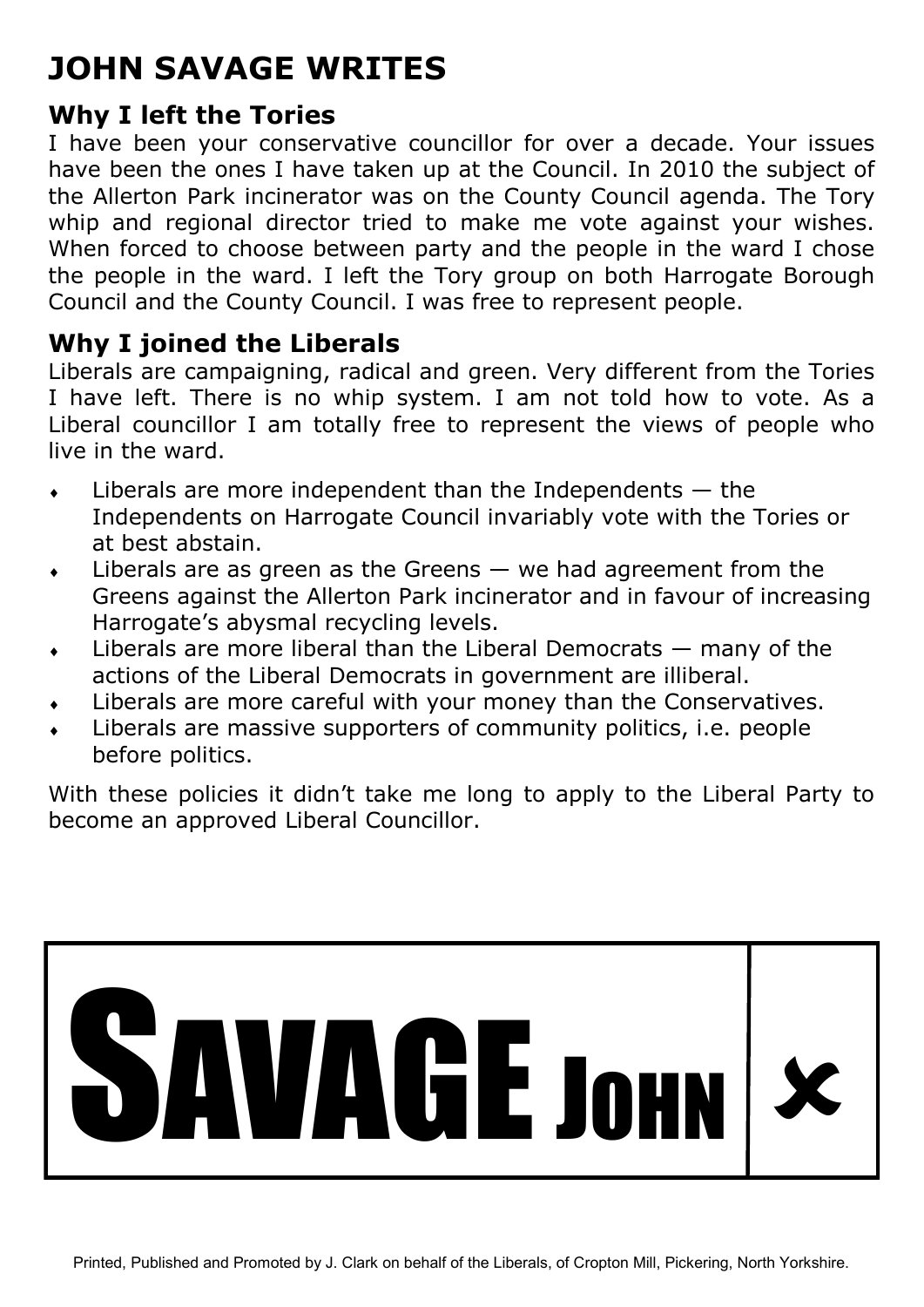# JOHN SAVAGE WRITES

## Why I left the Tories

I have been your conservative councillor for over a decade. Your issues have been the ones I have taken up at the Council. In 2010 the subject of the Allerton Park incinerator was on the County Council agenda. The Tory whip and regional director tried to make me vote against your wishes. When forced to choose between party and the people in the ward I chose the people in the ward. I left the Tory group on both Harrogate Borough Council and the County Council. I was free to represent people.

## Why I joined the Liberals

Liberals are campaigning, radical and green. Very different from the Tories I have left. There is no whip system. I am not told how to vote. As a Liberal councillor I am totally free to represent the views of people who live in the ward.

- Liberals are more independent than the Independents — the Independents on Harrogate Council invariably vote with the Tories or at best abstain.
- Liberals are as green as the Greens — we had agreement from the Greens against the Allerton Park incinerator and in favour of increasing Harrogate's abysmal recycling levels.
- Liberals are more liberal than the Liberal Democrats — many of the actions of the Liberal Democrats in government are illiberal.
- Liberals are more careful with your money than the Conservatives.
- Liberals are massive supporters of community politics, i.e. people before politics.

With these policies it didn't take me long to apply to the Liberal Party to become an approved Liberal Councillor.

| | |
|---|---|
| **SAVAGE John** | ✗ |

Printed, Published and Promoted by J. Clark on behalf of the Liberals, of Cropton Mill, Pickering, North Yorkshire.